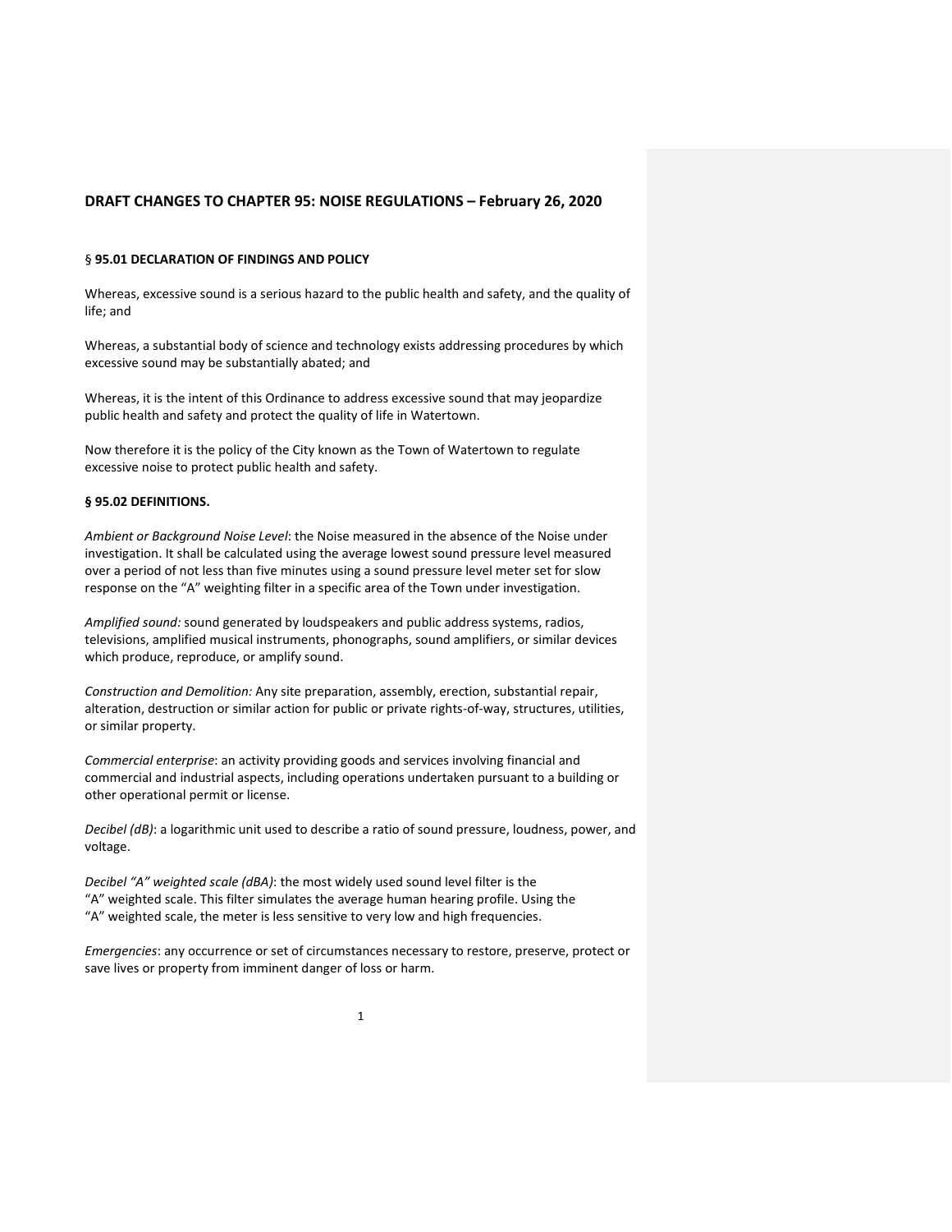## DRAFT CHANGES TO CHAPTER 95: NOISE REGULATIONS – February 26, 2020

### § 95.01 DECLARATION OF FINDINGS AND POLICY

Whereas, excessive sound is a serious hazard to the public health and safety, and the quality of life; and

Whereas, a substantial body of science and technology exists addressing procedures by which excessive sound may be substantially abated; and

Whereas, it is the intent of this Ordinance to address excessive sound that may jeopardize public health and safety and protect the quality of life in Watertown.

Now therefore it is the policy of the City known as the Town of Watertown to regulate excessive noise to protect public health and safety.

### § 95.02 DEFINITIONS.

*Ambient or Background Noise Level*: the Noise measured in the absence of the Noise under investigation. It shall be calculated using the average lowest sound pressure level measured over a period of not less than five minutes using a sound pressure level meter set for slow response on the "A" weighting filter in a specific area of the Town under investigation.

*Amplified sound:* sound generated by loudspeakers and public address systems, radios, televisions, amplified musical instruments, phonographs, sound amplifiers, or similar devices which produce, reproduce, or amplify sound.

*Construction and Demolition:* Any site preparation, assembly, erection, substantial repair, alteration, destruction or similar action for public or private rights-of-way, structures, utilities, or similar property.

*Commercial enterprise*: an activity providing goods and services involving financial and commercial and industrial aspects, including operations undertaken pursuant to a building or other operational permit or license.

*Decibel (dB)*: a logarithmic unit used to describe a ratio of sound pressure, loudness, power, and voltage.

*Decibel "A" weighted scale (dBA)*: the most widely used sound level filter is the "A" weighted scale. This filter simulates the average human hearing profile. Using the "A" weighted scale, the meter is less sensitive to very low and high frequencies.

*Emergencies*: any occurrence or set of circumstances necessary to restore, preserve, protect or save lives or property from imminent danger of loss or harm.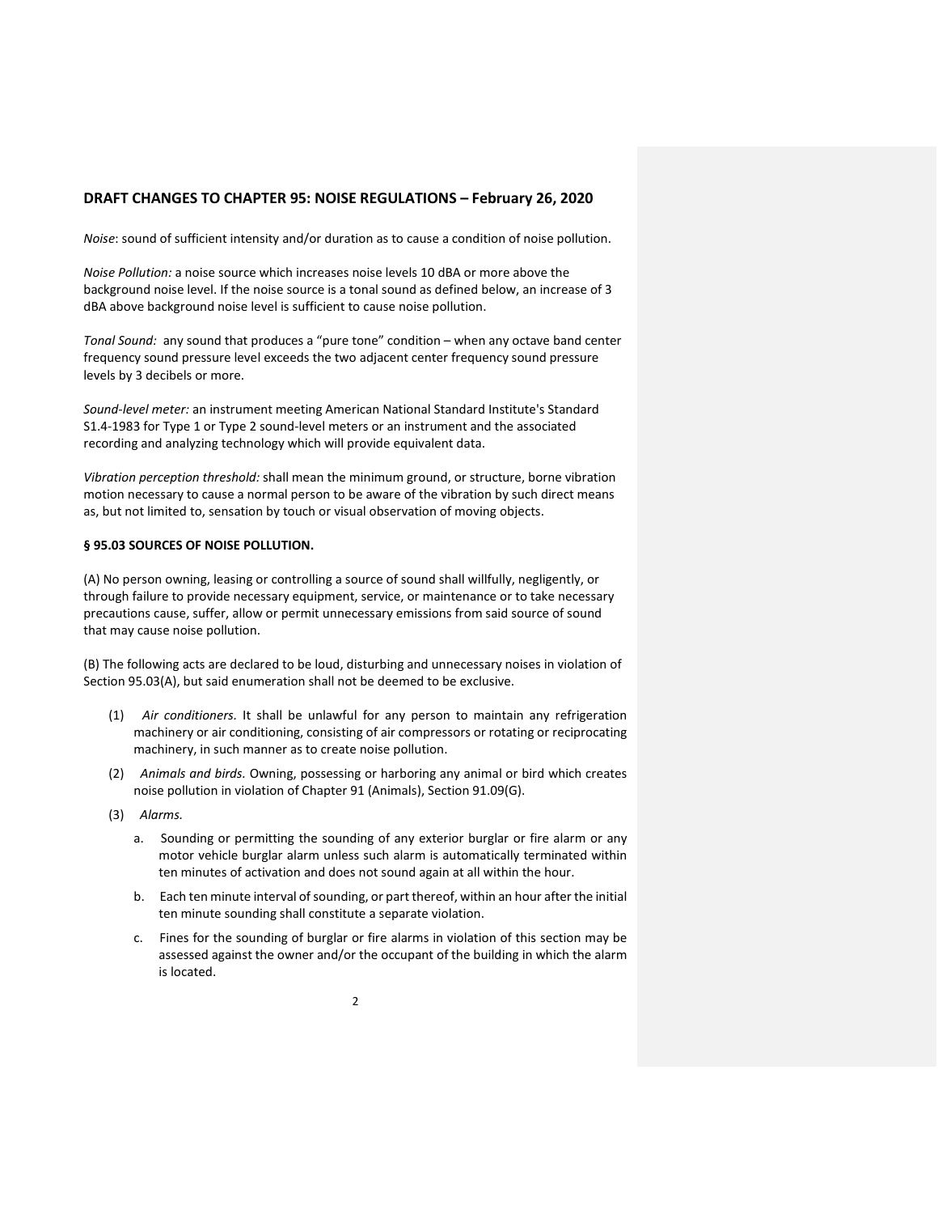## DRAFT CHANGES TO CHAPTER 95: NOISE REGULATIONS – February 26, 2020

*Noise*: sound of sufficient intensity and/or duration as to cause a condition of noise pollution.

*Noise Pollution:* a noise source which increases noise levels 10 dBA or more above the background noise level. If the noise source is a tonal sound as defined below, an increase of 3 dBA above background noise level is sufficient to cause noise pollution.

*Tonal Sound:* any sound that produces a "pure tone" condition – when any octave band center frequency sound pressure level exceeds the two adjacent center frequency sound pressure levels by 3 decibels or more.

*Sound-level meter:* an instrument meeting American National Standard Institute's Standard S1.4-1983 for Type 1 or Type 2 sound-level meters or an instrument and the associated recording and analyzing technology which will provide equivalent data.

*Vibration perception threshold:* shall mean the minimum ground, or structure, borne vibration motion necessary to cause a normal person to be aware of the vibration by such direct means as, but not limited to, sensation by touch or visual observation of moving objects.

**§ 95.03 SOURCES OF NOISE POLLUTION.**

(A) No person owning, leasing or controlling a source of sound shall willfully, negligently, or through failure to provide necessary equipment, service, or maintenance or to take necessary precautions cause, suffer, allow or permit unnecessary emissions from said source of sound that may cause noise pollution.

(B) The following acts are declared to be loud, disturbing and unnecessary noises in violation of Section 95.03(A), but said enumeration shall not be deemed to be exclusive.

(1) *Air conditioners.* It shall be unlawful for any person to maintain any refrigeration machinery or air conditioning, consisting of air compressors or rotating or reciprocating machinery, in such manner as to create noise pollution.

(2) *Animals and birds.* Owning, possessing or harboring any animal or bird which creates noise pollution in violation of Chapter 91 (Animals), Section 91.09(G).

(3) *Alarms.*

a. Sounding or permitting the sounding of any exterior burglar or fire alarm or any motor vehicle burglar alarm unless such alarm is automatically terminated within ten minutes of activation and does not sound again at all within the hour.

b. Each ten minute interval of sounding, or part thereof, within an hour after the initial ten minute sounding shall constitute a separate violation.

c. Fines for the sounding of burglar or fire alarms in violation of this section may be assessed against the owner and/or the occupant of the building in which the alarm is located.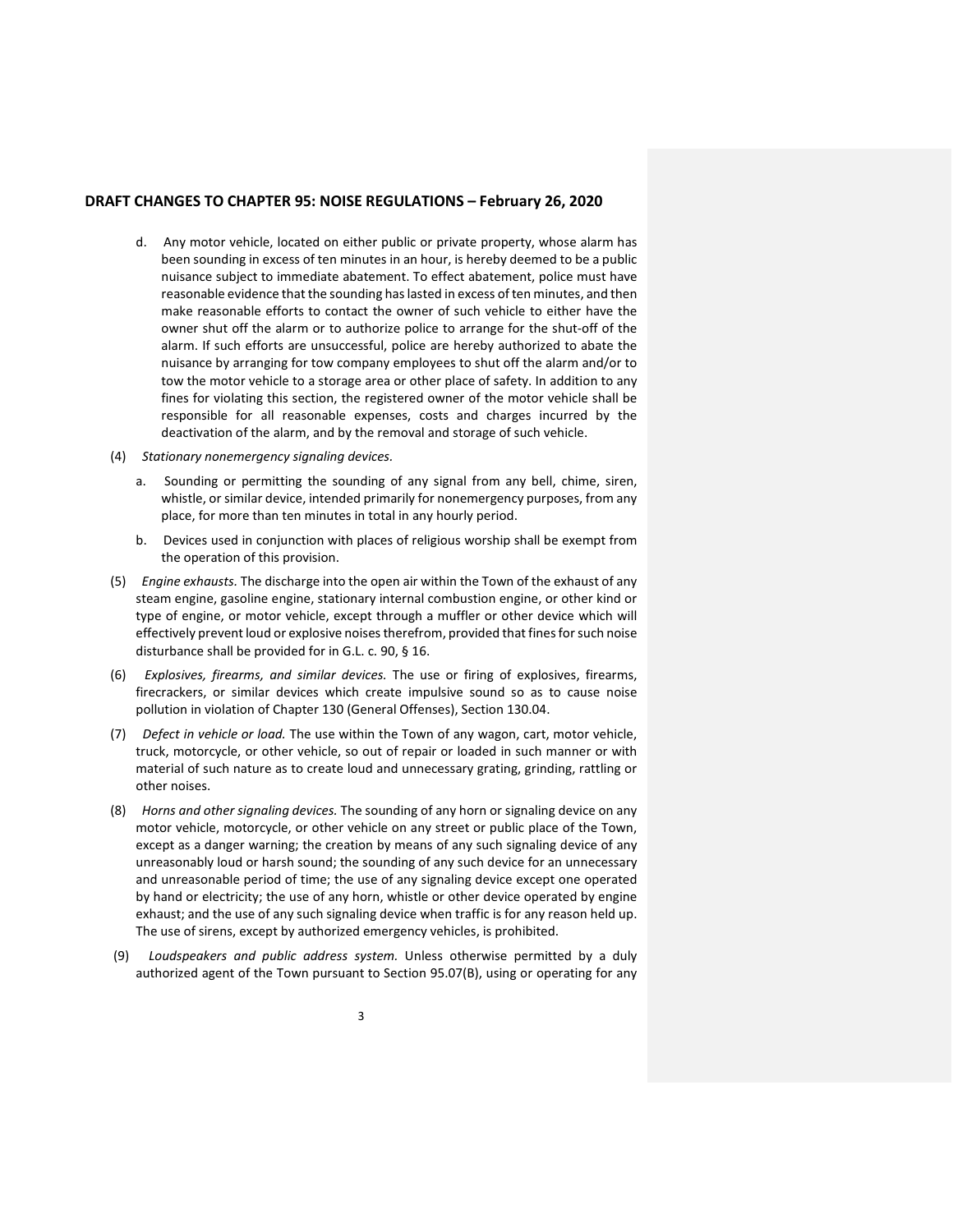d. Any motor vehicle, located on either public or private property, whose alarm has been sounding in excess of ten minutes in an hour, is hereby deemed to be a public nuisance subject to immediate abatement. To effect abatement, police must have reasonable evidence that the sounding has lasted in excess of ten minutes, and then make reasonable efforts to contact the owner of such vehicle to either have the owner shut off the alarm or to authorize police to arrange for the shut-off of the alarm. If such efforts are unsuccessful, police are hereby authorized to abate the nuisance by arranging for tow company employees to shut off the alarm and/or to tow the motor vehicle to a storage area or other place of safety. In addition to any fines for violating this section, the registered owner of the motor vehicle shall be responsible for all reasonable expenses, costs and charges incurred by the deactivation of the alarm, and by the removal and storage of such vehicle.

(4) *Stationary nonemergency signaling devices.*

a. Sounding or permitting the sounding of any signal from any bell, chime, siren, whistle, or similar device, intended primarily for nonemergency purposes, from any place, for more than ten minutes in total in any hourly period.

b. Devices used in conjunction with places of religious worship shall be exempt from the operation of this provision.

(5) *Engine exhausts.* The discharge into the open air within the Town of the exhaust of any steam engine, gasoline engine, stationary internal combustion engine, or other kind or type of engine, or motor vehicle, except through a muffler or other device which will effectively prevent loud or explosive noises therefrom, provided that fines for such noise disturbance shall be provided for in G.L. c. 90, § 16.

(6) *Explosives, firearms, and similar devices.* The use or firing of explosives, firearms, firecrackers, or similar devices which create impulsive sound so as to cause noise pollution in violation of Chapter 130 (General Offenses), Section 130.04.

(7) *Defect in vehicle or load.* The use within the Town of any wagon, cart, motor vehicle, truck, motorcycle, or other vehicle, so out of repair or loaded in such manner or with material of such nature as to create loud and unnecessary grating, grinding, rattling or other noises.

(8) *Horns and other signaling devices.* The sounding of any horn or signaling device on any motor vehicle, motorcycle, or other vehicle on any street or public place of the Town, except as a danger warning; the creation by means of any such signaling device of any unreasonably loud or harsh sound; the sounding of any such device for an unnecessary and unreasonable period of time; the use of any signaling device except one operated by hand or electricity; the use of any horn, whistle or other device operated by engine exhaust; and the use of any such signaling device when traffic is for any reason held up. The use of sirens, except by authorized emergency vehicles, is prohibited.

(9) *Loudspeakers and public address system.* Unless otherwise permitted by a duly authorized agent of the Town pursuant to Section 95.07(B), using or operating for any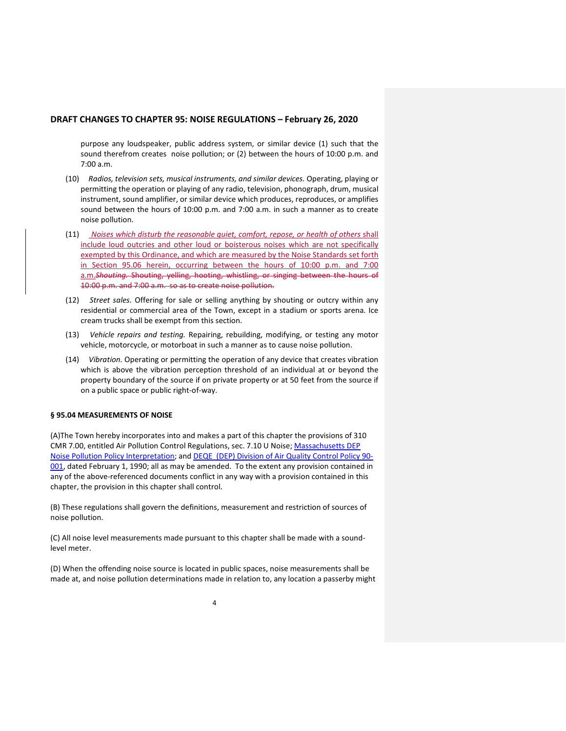purpose any loudspeaker, public address system, or similar device (1) such that the sound therefrom creates noise pollution; or (2) between the hours of 10:00 p.m. and 7:00 a.m.

(10) *Radios, television sets, musical instruments, and similar devices.* Operating, playing or permitting the operation or playing of any radio, television, phonograph, drum, musical instrument, sound amplifier, or similar device which produces, reproduces, or amplifies sound between the hours of 10:00 p.m. and 7:00 a.m. in such a manner as to create noise pollution.

(11) *Noises which disturb the reasonable quiet, comfort, repose, or health of others* shall include loud outcries and other loud or boisterous noises which are not specifically exempted by this Ordinance, and which are measured by the Noise Standards set forth in Section 95.06 herein, occurring between the hours of 10:00 p.m. and 7:00 a.m.~~*Shouting.* Shouting, yelling, hooting, whistling, or singing between the hours of 10:00 p.m. and 7:00 a.m. so as to create noise pollution.~~

(12) *Street sales.* Offering for sale or selling anything by shouting or outcry within any residential or commercial area of the Town, except in a stadium or sports arena. Ice cream trucks shall be exempt from this section.

(13) *Vehicle repairs and testing.* Repairing, rebuilding, modifying, or testing any motor vehicle, motorcycle, or motorboat in such a manner as to cause noise pollution.

(14) *Vibration.* Operating or permitting the operation of any device that creates vibration which is above the vibration perception threshold of an individual at or beyond the property boundary of the source if on private property or at 50 feet from the source if on a public space or public right-of-way.

**§ 95.04 MEASUREMENTS OF NOISE**

(A)The Town hereby incorporates into and makes a part of this chapter the provisions of 310 CMR 7.00, entitled Air Pollution Control Regulations, sec. 7.10 U Noise; Massachusetts DEP Noise Pollution Policy Interpretation; and DEQE (DEP) Division of Air Quality Control Policy 90-001, dated February 1, 1990; all as may be amended. To the extent any provision contained in any of the above-referenced documents conflict in any way with a provision contained in this chapter, the provision in this chapter shall control.

(B) These regulations shall govern the definitions, measurement and restriction of sources of noise pollution.

(C) All noise level measurements made pursuant to this chapter shall be made with a sound-level meter.

(D) When the offending noise source is located in public spaces, noise measurements shall be made at, and noise pollution determinations made in relation to, any location a passerby might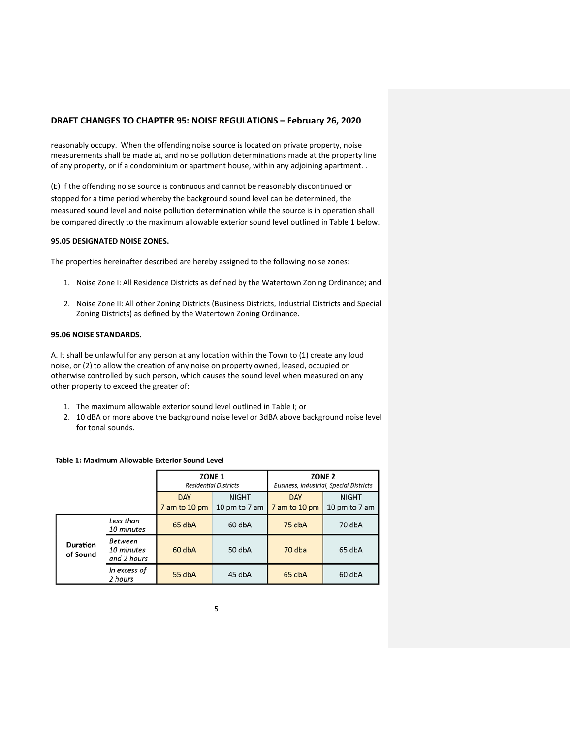## DRAFT CHANGES TO CHAPTER 95: NOISE REGULATIONS – February 26, 2020

reasonably occupy. When the offending noise source is located on private property, noise measurements shall be made at, and noise pollution determinations made at the property line of any property, or if a condominium or apartment house, within any adjoining apartment. .

(E) If the offending noise source is continuous and cannot be reasonably discontinued or stopped for a time period whereby the background sound level can be determined, the measured sound level and noise pollution determination while the source is in operation shall be compared directly to the maximum allowable exterior sound level outlined in Table 1 below.

**95.05 DESIGNATED NOISE ZONES.**

The properties hereinafter described are hereby assigned to the following noise zones:

1. Noise Zone I: All Residence Districts as defined by the Watertown Zoning Ordinance; and
2. Noise Zone II: All other Zoning Districts (Business Districts, Industrial Districts and Special Zoning Districts) as defined by the Watertown Zoning Ordinance.

**95.06 NOISE STANDARDS.**

A. It shall be unlawful for any person at any location within the Town to (1) create any loud noise, or (2) to allow the creation of any noise on property owned, leased, occupied or otherwise controlled by such person, which causes the sound level when measured on any other property to exceed the greater of:

1. The maximum allowable exterior sound level outlined in Table I; or
2. 10 dBA or more above the background noise level or 3dBA above background noise level for tonal sounds.

**Table 1: Maximum Allowable Exterior Sound Level**

| | | ZONE 1 *Residential Districts* | | ZONE 2 *Business, Industrial, Special Districts* | |
|---|---|---|---|---|---|
| | | DAY 7 am to 10 pm | NIGHT 10 pm to 7 am | DAY 7 am to 10 pm | NIGHT 10 pm to 7 am |
| **Duration of Sound** | *Less than 10 minutes* | 65 dbA | 60 dbA | 75 dbA | 70 dbA |
| | *Between 10 minutes and 2 hours* | 60 dbA | 50 dbA | 70 dba | 65 dbA |
| | *In excess of 2 hours* | 55 dbA | 45 dbA | 65 dbA | 60 dbA |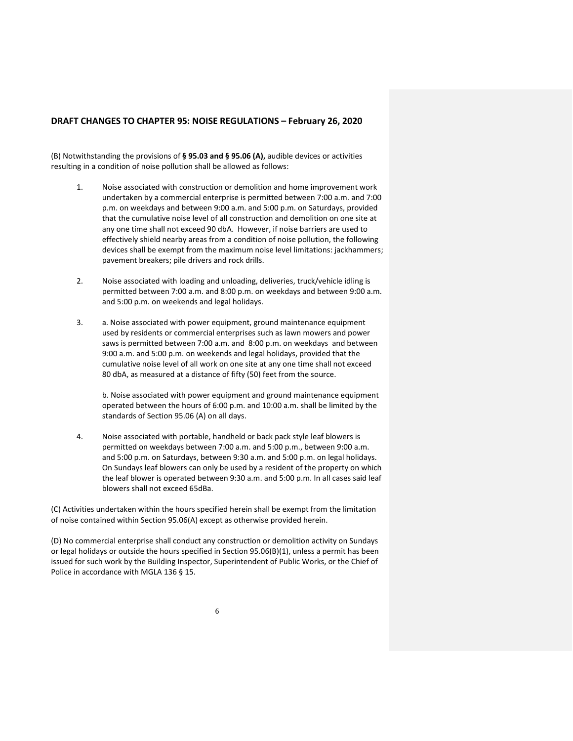## DRAFT CHANGES TO CHAPTER 95: NOISE REGULATIONS – February 26, 2020

(B) Notwithstanding the provisions of **§ 95.03 and § 95.06 (A),** audible devices or activities resulting in a condition of noise pollution shall be allowed as follows:

1. Noise associated with construction or demolition and home improvement work undertaken by a commercial enterprise is permitted between 7:00 a.m. and 7:00 p.m. on weekdays and between 9:00 a.m. and 5:00 p.m. on Saturdays, provided that the cumulative noise level of all construction and demolition on one site at any one time shall not exceed 90 dbA. However, if noise barriers are used to effectively shield nearby areas from a condition of noise pollution, the following devices shall be exempt from the maximum noise level limitations: jackhammers; pavement breakers; pile drivers and rock drills.

2. Noise associated with loading and unloading, deliveries, truck/vehicle idling is permitted between 7:00 a.m. and 8:00 p.m. on weekdays and between 9:00 a.m. and 5:00 p.m. on weekends and legal holidays.

3. a. Noise associated with power equipment, ground maintenance equipment used by residents or commercial enterprises such as lawn mowers and power saws is permitted between 7:00 a.m. and 8:00 p.m. on weekdays and between 9:00 a.m. and 5:00 p.m. on weekends and legal holidays, provided that the cumulative noise level of all work on one site at any one time shall not exceed 80 dbA, as measured at a distance of fifty (50) feet from the source.

   b. Noise associated with power equipment and ground maintenance equipment operated between the hours of 6:00 p.m. and 10:00 a.m. shall be limited by the standards of Section 95.06 (A) on all days.

4. Noise associated with portable, handheld or back pack style leaf blowers is permitted on weekdays between 7:00 a.m. and 5:00 p.m., between 9:00 a.m. and 5:00 p.m. on Saturdays, between 9:30 a.m. and 5:00 p.m. on legal holidays. On Sundays leaf blowers can only be used by a resident of the property on which the leaf blower is operated between 9:30 a.m. and 5:00 p.m. In all cases said leaf blowers shall not exceed 65dBa.

(C) Activities undertaken within the hours specified herein shall be exempt from the limitation of noise contained within Section 95.06(A) except as otherwise provided herein.

(D) No commercial enterprise shall conduct any construction or demolition activity on Sundays or legal holidays or outside the hours specified in Section 95.06(B)(1), unless a permit has been issued for such work by the Building Inspector, Superintendent of Public Works, or the Chief of Police in accordance with MGLA 136 § 15.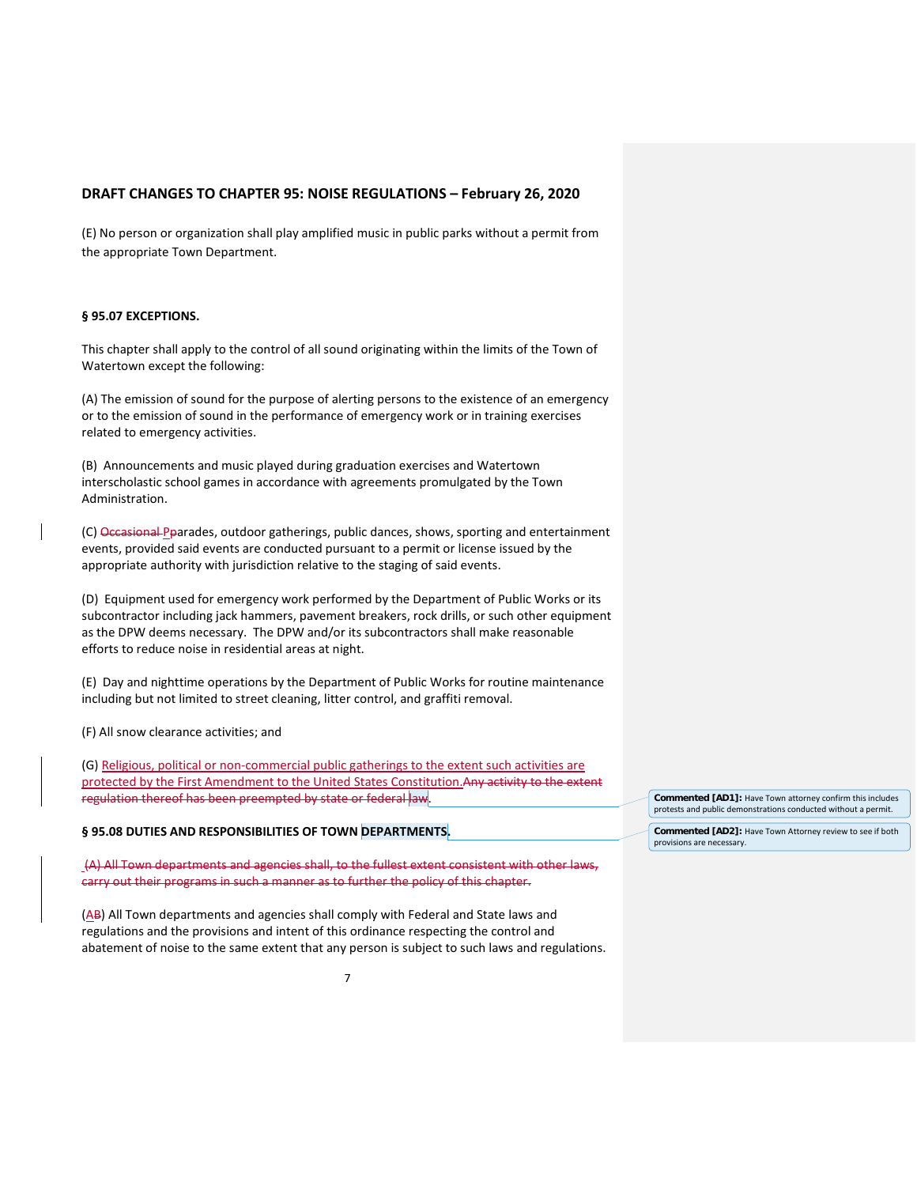## DRAFT CHANGES TO CHAPTER 95: NOISE REGULATIONS – February 26, 2020

(E) No person or organization shall play amplified music in public parks without a permit from the appropriate Town Department.

**§ 95.07 EXCEPTIONS.**

This chapter shall apply to the control of all sound originating within the limits of the Town of Watertown except the following:

(A) The emission of sound for the purpose of alerting persons to the existence of an emergency or to the emission of sound in the performance of emergency work or in training exercises related to emergency activities.

(B) Announcements and music played during graduation exercises and Watertown interscholastic school games in accordance with agreements promulgated by the Town Administration.

(C) ~~Occasional P~~parades, outdoor gatherings, public dances, shows, sporting and entertainment events, provided said events are conducted pursuant to a permit or license issued by the appropriate authority with jurisdiction relative to the staging of said events.

(D) Equipment used for emergency work performed by the Department of Public Works or its subcontractor including jack hammers, pavement breakers, rock drills, or such other equipment as the DPW deems necessary. The DPW and/or its subcontractors shall make reasonable efforts to reduce noise in residential areas at night.

(E) Day and nighttime operations by the Department of Public Works for routine maintenance including but not limited to street cleaning, litter control, and graffiti removal.

(F) All snow clearance activities; and

(G) Religious, political or non-commercial public gatherings to the extent such activities are protected by the First Amendment to the United States Constitution.~~Any activity to the extent regulation thereof has been preempted by state or federal law~~.

**Commented [AD1]:** Have Town attorney confirm this includes protests and public demonstrations conducted without a permit.

**§ 95.08 DUTIES AND RESPONSIBILITIES OF TOWN DEPARTMENTS.**

**Commented [AD2]:** Have Town Attorney review to see if both provisions are necessary.

~~(A) All Town departments and agencies shall, to the fullest extent consistent with other laws, carry out their programs in such a manner as to further the policy of this chapter.~~

(A~~B~~) All Town departments and agencies shall comply with Federal and State laws and regulations and the provisions and intent of this ordinance respecting the control and abatement of noise to the same extent that any person is subject to such laws and regulations.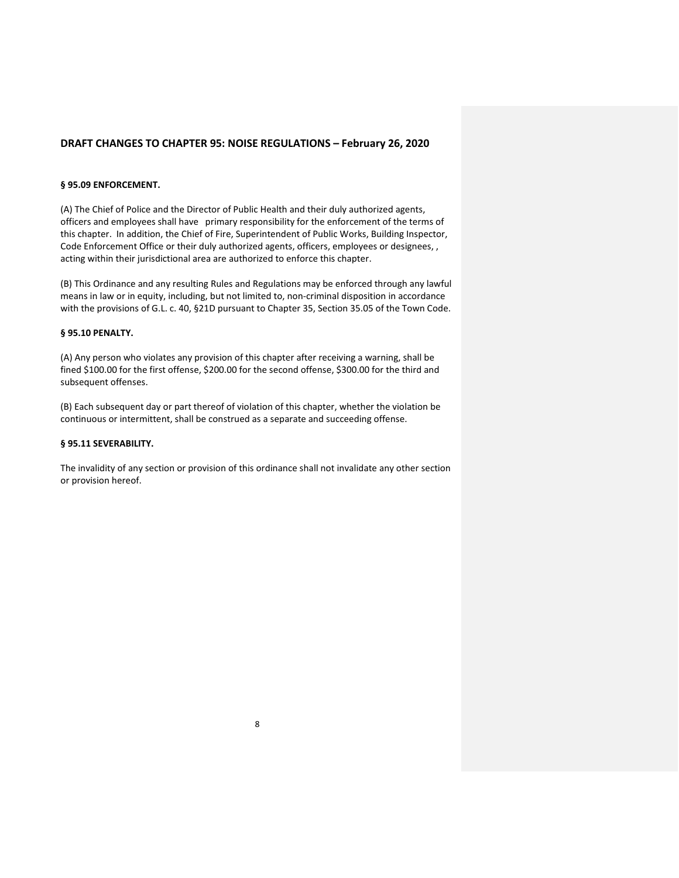## DRAFT CHANGES TO CHAPTER 95: NOISE REGULATIONS – February 26, 2020

**§ 95.09 ENFORCEMENT.**

(A) The Chief of Police and the Director of Public Health and their duly authorized agents, officers and employees shall have primary responsibility for the enforcement of the terms of this chapter. In addition, the Chief of Fire, Superintendent of Public Works, Building Inspector, Code Enforcement Office or their duly authorized agents, officers, employees or designees, , acting within their jurisdictional area are authorized to enforce this chapter.

(B) This Ordinance and any resulting Rules and Regulations may be enforced through any lawful means in law or in equity, including, but not limited to, non-criminal disposition in accordance with the provisions of G.L. c. 40, §21D pursuant to Chapter 35, Section 35.05 of the Town Code.

**§ 95.10 PENALTY.**

(A) Any person who violates any provision of this chapter after receiving a warning, shall be fined $100.00 for the first offense, $200.00 for the second offense, $300.00 for the third and subsequent offenses.

(B) Each subsequent day or part thereof of violation of this chapter, whether the violation be continuous or intermittent, shall be construed as a separate and succeeding offense.

**§ 95.11 SEVERABILITY.**

The invalidity of any section or provision of this ordinance shall not invalidate any other section or provision hereof.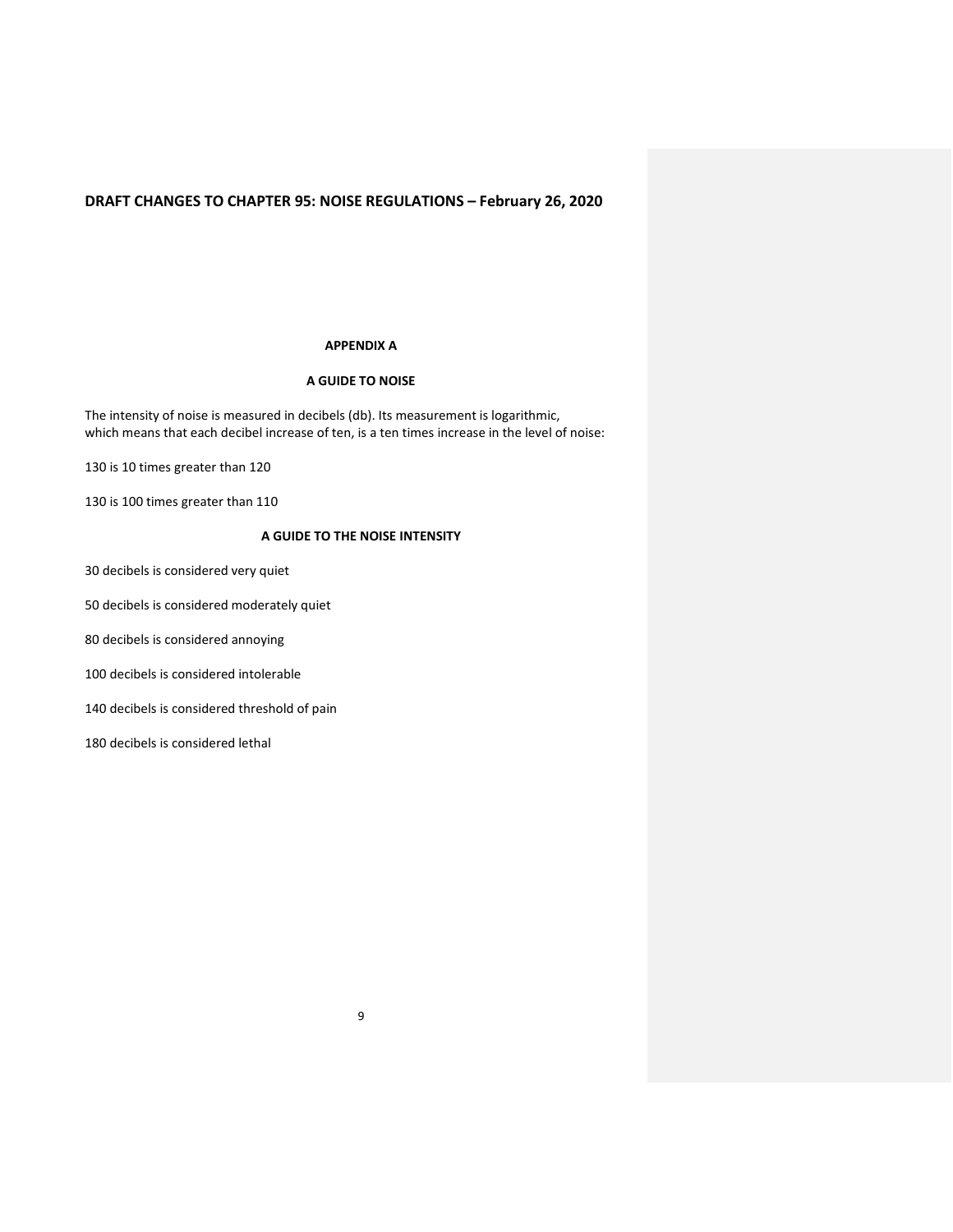**DRAFT CHANGES TO CHAPTER 95: NOISE REGULATIONS – February 26, 2020**

## APPENDIX A

### A GUIDE TO NOISE

The intensity of noise is measured in decibels (db). Its measurement is logarithmic, which means that each decibel increase of ten, is a ten times increase in the level of noise:

130 is 10 times greater than 120

130 is 100 times greater than 110

### A GUIDE TO THE NOISE INTENSITY

30 decibels is considered very quiet

50 decibels is considered moderately quiet

80 decibels is considered annoying

100 decibels is considered intolerable

140 decibels is considered threshold of pain

180 decibels is considered lethal